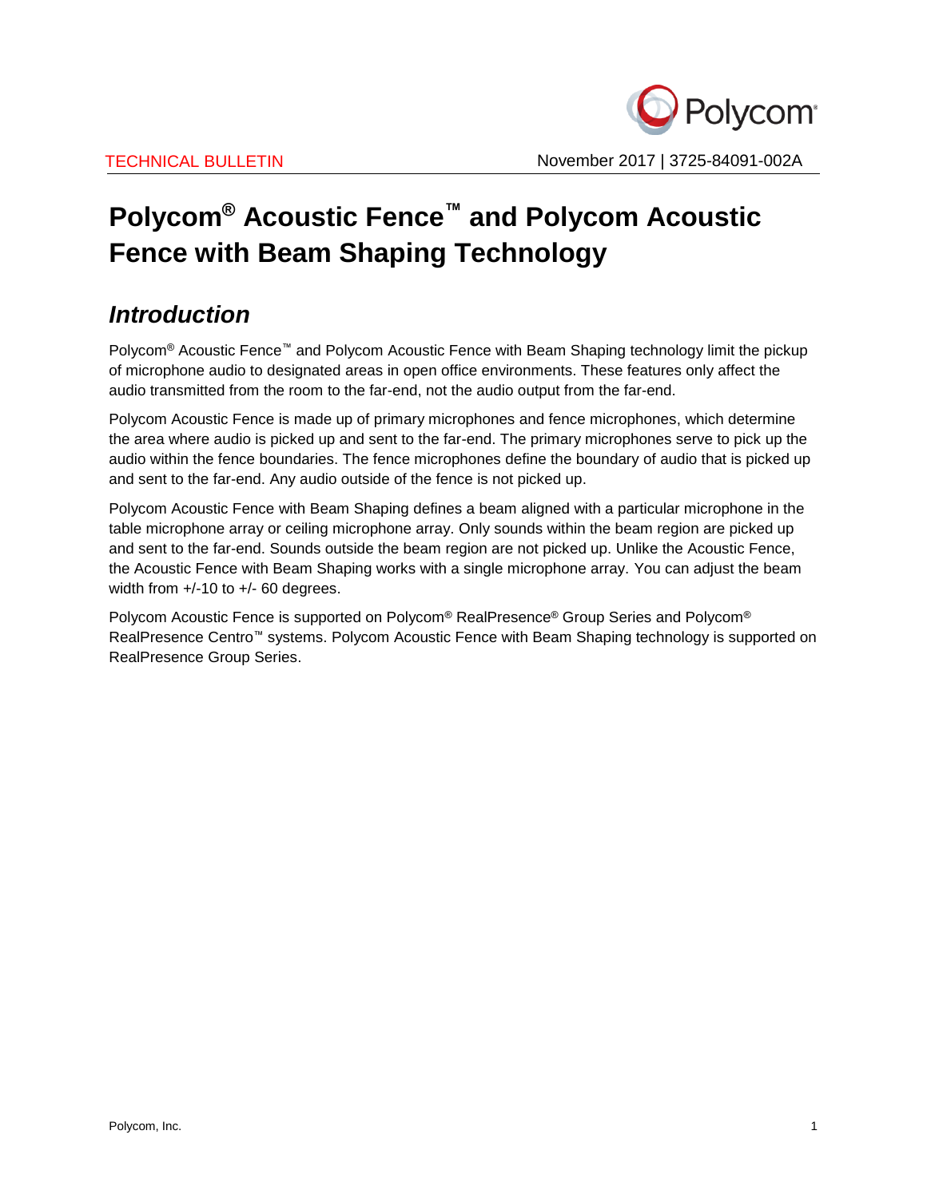TECHNICAL BULLETIN

November 2017 | 3725-84091-002A

# Polycom® Acoustic Fence™ and Polycom Acoustic Fence with Beam Shaping Technology

## *Introduction*

Polycom® Acoustic Fence™ and Polycom Acoustic Fence with Beam Shaping technology limit the pickup of microphone audio to designated areas in open office environments. These features only affect the audio transmitted from the room to the far-end, not the audio output from the far-end.

Polycom Acoustic Fence is made up of primary microphones and fence microphones, which determine the area where audio is picked up and sent to the far-end. The primary microphones serve to pick up the audio within the fence boundaries. The fence microphones define the boundary of audio that is picked up and sent to the far-end. Any audio outside of the fence is not picked up.

Polycom Acoustic Fence with Beam Shaping defines a beam aligned with a particular microphone in the table microphone array or ceiling microphone array. Only sounds within the beam region are picked up and sent to the far-end. Sounds outside the beam region are not picked up. Unlike the Acoustic Fence, the Acoustic Fence with Beam Shaping works with a single microphone array. You can adjust the beam width from +/-10 to +/- 60 degrees.

Polycom Acoustic Fence is supported on Polycom® RealPresence® Group Series and Polycom® RealPresence Centro™ systems. Polycom Acoustic Fence with Beam Shaping technology is supported on RealPresence Group Series.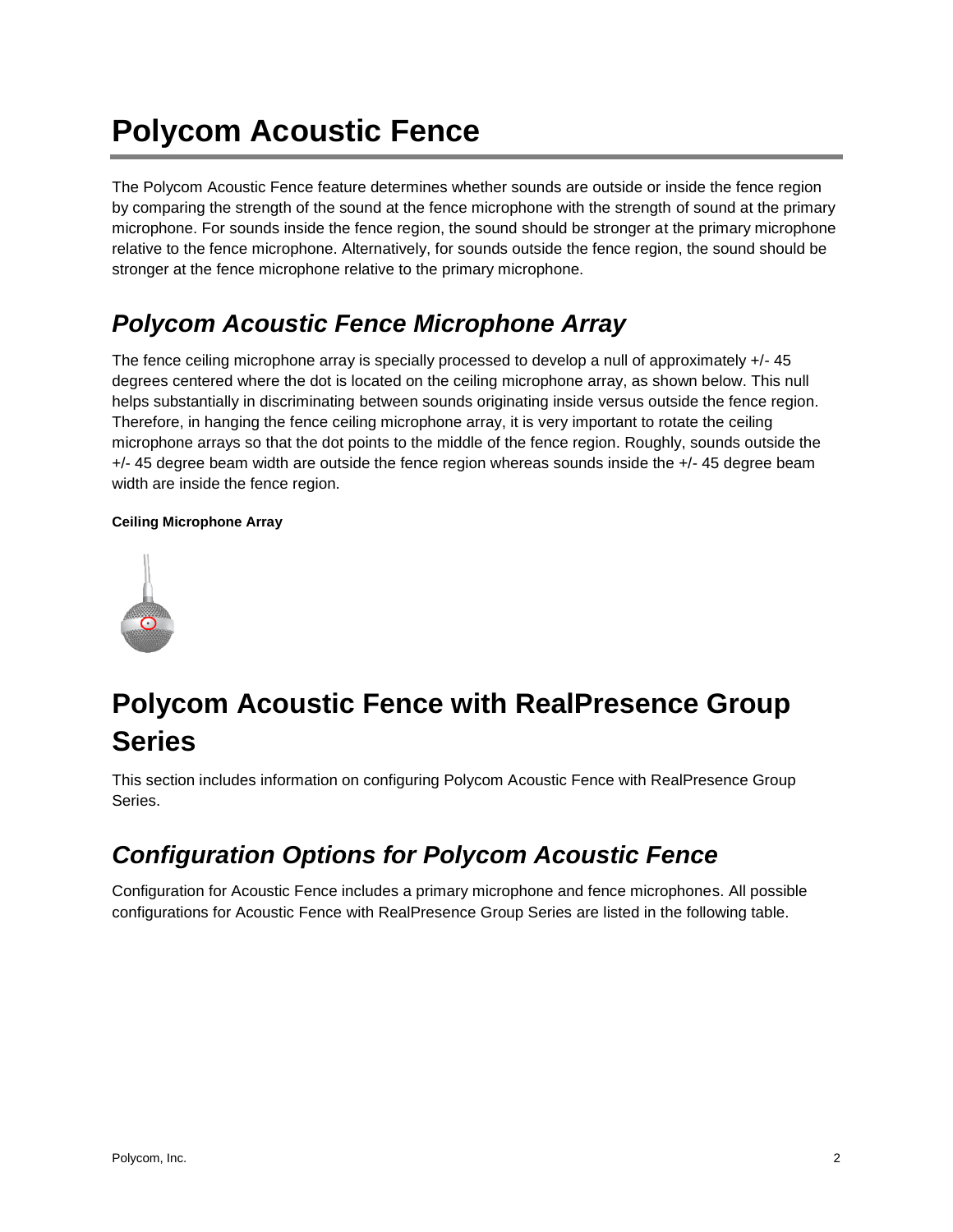# Polycom Acoustic Fence

The Polycom Acoustic Fence feature determines whether sounds are outside or inside the fence region by comparing the strength of the sound at the fence microphone with the strength of sound at the primary microphone. For sounds inside the fence region, the sound should be stronger at the primary microphone relative to the fence microphone. Alternatively, for sounds outside the fence region, the sound should be stronger at the fence microphone relative to the primary microphone.

## *Polycom Acoustic Fence Microphone Array*

The fence ceiling microphone array is specially processed to develop a null of approximately +/- 45 degrees centered where the dot is located on the ceiling microphone array, as shown below. This null helps substantially in discriminating between sounds originating inside versus outside the fence region. Therefore, in hanging the fence ceiling microphone array, it is very important to rotate the ceiling microphone arrays so that the dot points to the middle of the fence region. Roughly, sounds outside the +/- 45 degree beam width are outside the fence region whereas sounds inside the +/- 45 degree beam width are inside the fence region.

**Ceiling Microphone Array**

# Polycom Acoustic Fence with RealPresence Group Series

This section includes information on configuring Polycom Acoustic Fence with RealPresence Group Series.

## *Configuration Options for Polycom Acoustic Fence*

Configuration for Acoustic Fence includes a primary microphone and fence microphones. All possible configurations for Acoustic Fence with RealPresence Group Series are listed in the following table.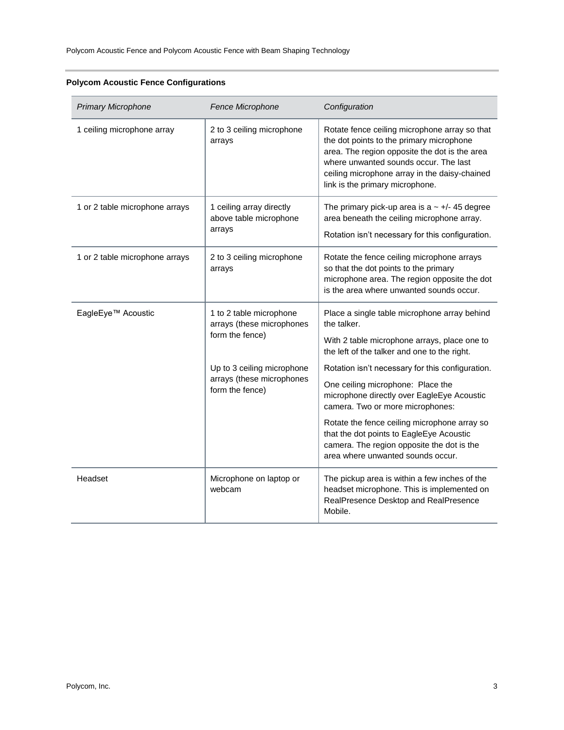**Polycom Acoustic Fence Configurations**

| *Primary Microphone* | *Fence Microphone* | *Configuration* |
|---|---|---|
| 1 ceiling microphone array | 2 to 3 ceiling microphone arrays | Rotate fence ceiling microphone array so that the dot points to the primary microphone area. The region opposite the dot is the area where unwanted sounds occur. The last ceiling microphone array in the daisy-chained link is the primary microphone. |
| 1 or 2 table microphone arrays | 1 ceiling array directly above table microphone arrays | The primary pick-up area is a ~ +/- 45 degree area beneath the ceiling microphone array.<br><br>Rotation isn't necessary for this configuration. |
| 1 or 2 table microphone arrays | 2 to 3 ceiling microphone arrays | Rotate the fence ceiling microphone arrays so that the dot points to the primary microphone area. The region opposite the dot is the area where unwanted sounds occur. |
| EagleEye™ Acoustic | 1 to 2 table microphone arrays (these microphones form the fence)<br><br>Up to 3 ceiling microphone arrays (these microphones form the fence) | Place a single table microphone array behind the talker.<br><br>With 2 table microphone arrays, place one to the left of the talker and one to the right.<br><br>Rotation isn't necessary for this configuration.<br><br>One ceiling microphone: Place the microphone directly over EagleEye Acoustic camera. Two or more microphones:<br><br>Rotate the fence ceiling microphone array so that the dot points to EagleEye Acoustic camera. The region opposite the dot is the area where unwanted sounds occur. |
| Headset | Microphone on laptop or webcam | The pickup area is within a few inches of the headset microphone. This is implemented on RealPresence Desktop and RealPresence Mobile. |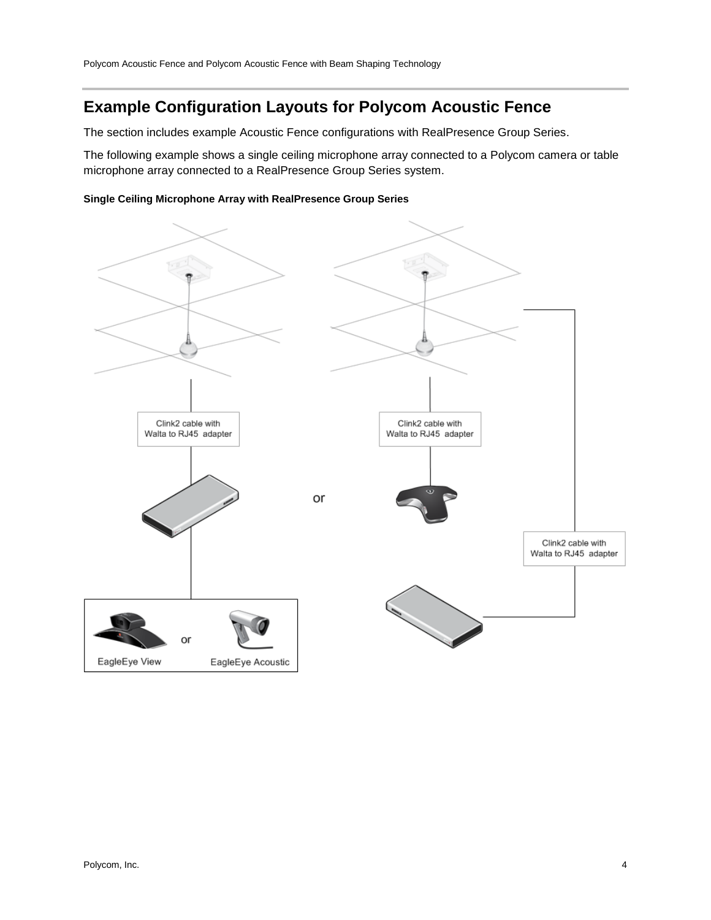## Example Configuration Layouts for Polycom Acoustic Fence

The section includes example Acoustic Fence configurations with RealPresence Group Series.

The following example shows a single ceiling microphone array connected to a Polycom camera or table microphone array connected to a RealPresence Group Series system.

**Single Ceiling Microphone Array with RealPresence Group Series**

Clink2 cable with Walta to RJ45 adapter

Clink2 cable with Walta to RJ45 adapter

or

Clink2 cable with Walta to RJ45 adapter

EagleEye View or EagleEye Acoustic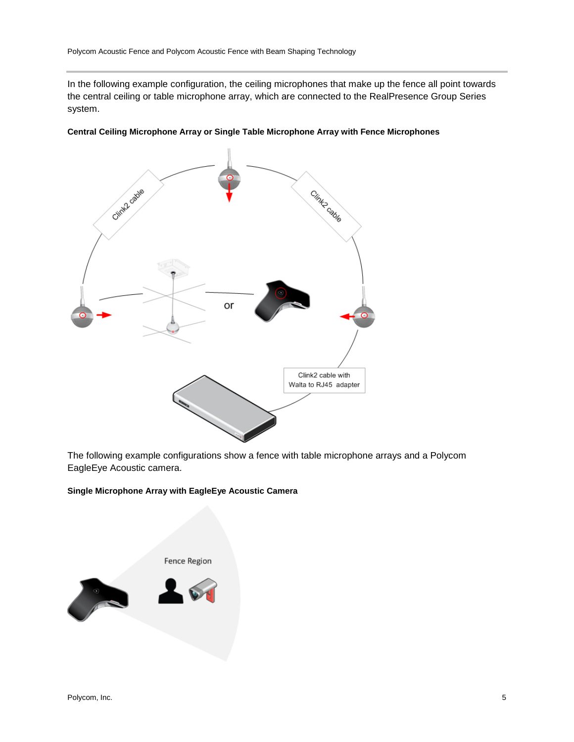In the following example configuration, the ceiling microphones that make up the fence all point towards the central ceiling or table microphone array, which are connected to the RealPresence Group Series system.

**Central Ceiling Microphone Array or Single Table Microphone Array with Fence Microphones**

The following example configurations show a fence with table microphone arrays and a Polycom EagleEye Acoustic camera.

**Single Microphone Array with EagleEye Acoustic Camera**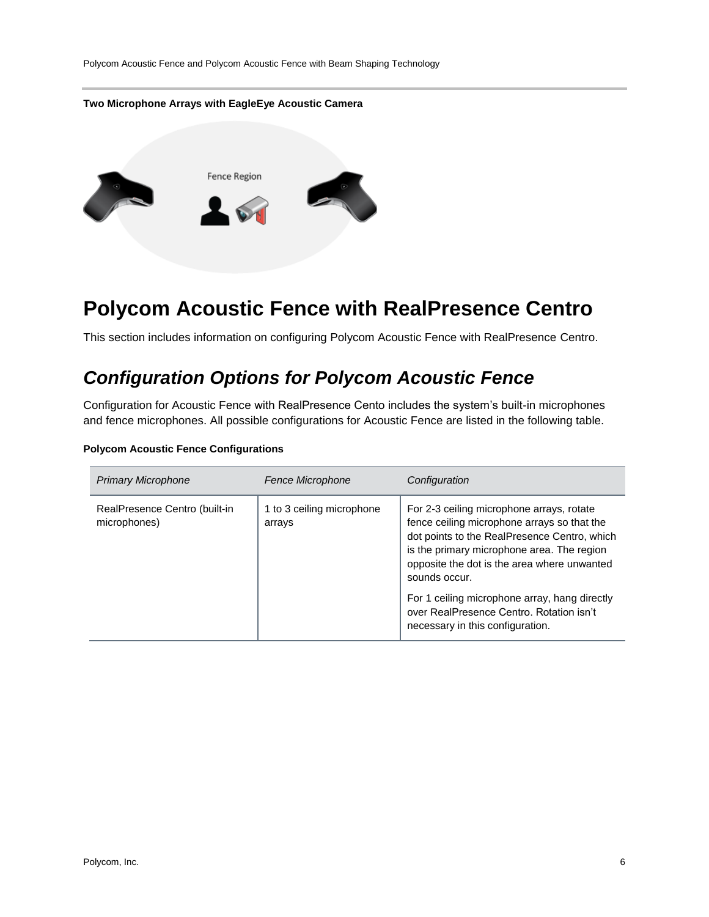**Two Microphone Arrays with EagleEye Acoustic Camera**

# Polycom Acoustic Fence with RealPresence Centro

This section includes information on configuring Polycom Acoustic Fence with RealPresence Centro.

## *Configuration Options for Polycom Acoustic Fence*

Configuration for Acoustic Fence with RealPresence Cento includes the system's built-in microphones and fence microphones. All possible configurations for Acoustic Fence are listed in the following table.

**Polycom Acoustic Fence Configurations**

| *Primary Microphone* | *Fence Microphone* | *Configuration* |
|---|---|---|
| RealPresence Centro (built-in microphones) | 1 to 3 ceiling microphone arrays | For 2-3 ceiling microphone arrays, rotate fence ceiling microphone arrays so that the dot points to the RealPresence Centro, which is the primary microphone area. The region opposite the dot is the area where unwanted sounds occur.<br><br>For 1 ceiling microphone array, hang directly over RealPresence Centro. Rotation isn't necessary in this configuration. |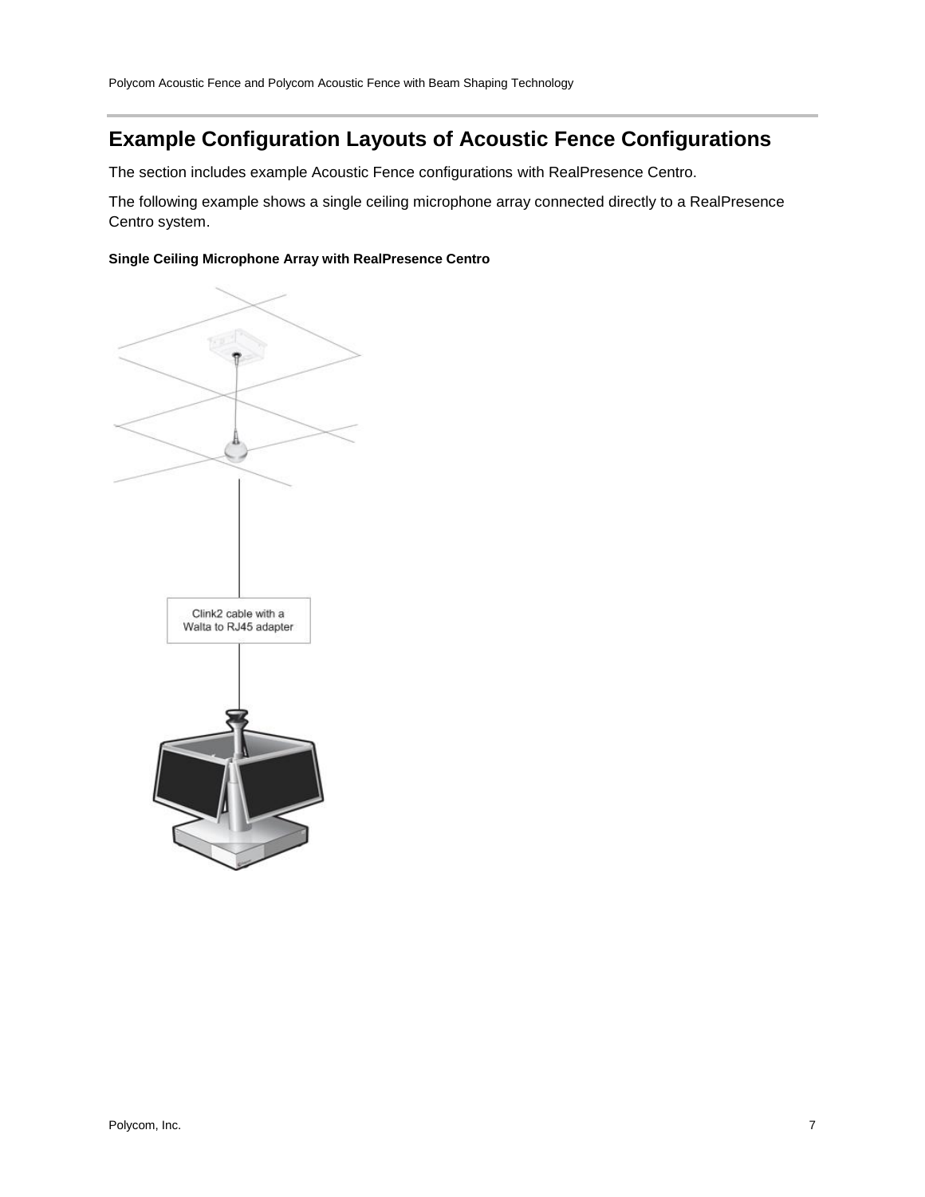## Example Configuration Layouts of Acoustic Fence Configurations

The section includes example Acoustic Fence configurations with RealPresence Centro.

The following example shows a single ceiling microphone array connected directly to a RealPresence Centro system.

**Single Ceiling Microphone Array with RealPresence Centro**

Clink2 cable with a Walta to RJ45 adapter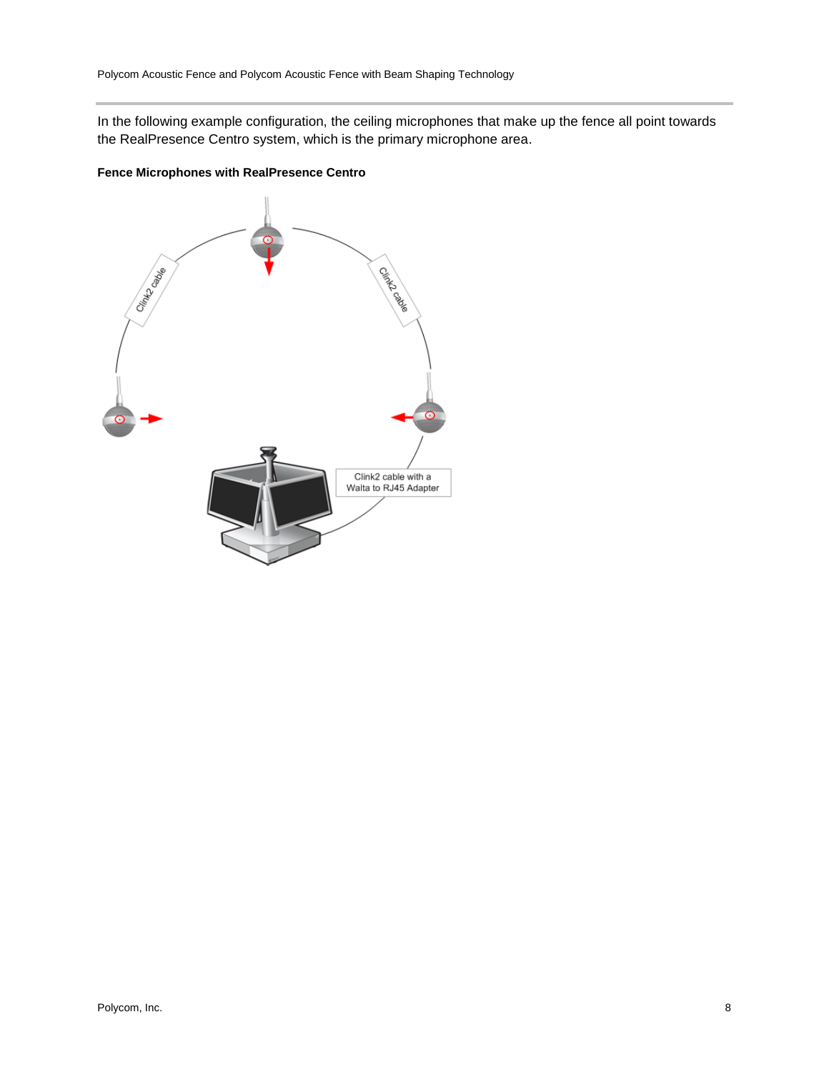In the following example configuration, the ceiling microphones that make up the fence all point towards the RealPresence Centro system, which is the primary microphone area.

**Fence Microphones with RealPresence Centro**

Clink2 cable

Clink2 cable

Clink2 cable with a Walta to RJ45 Adapter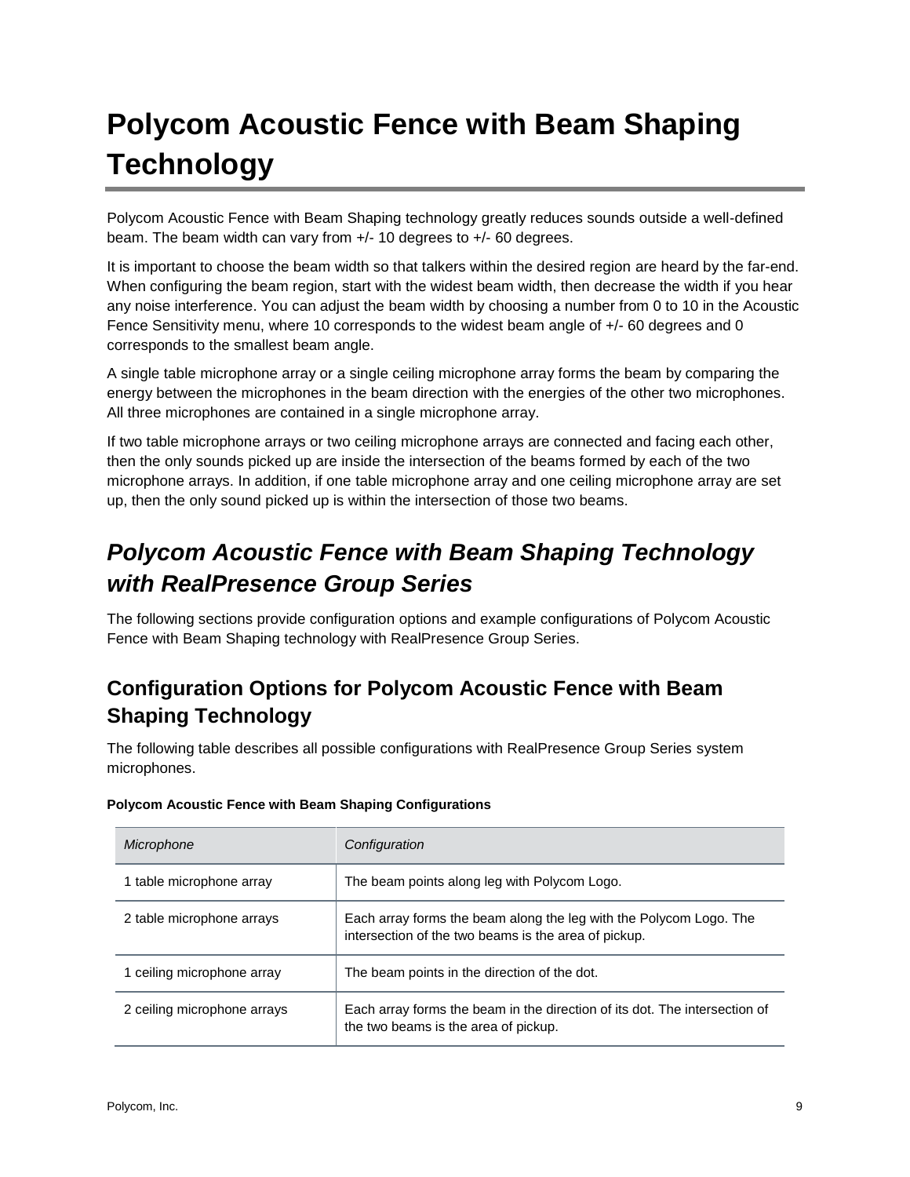# Polycom Acoustic Fence with Beam Shaping Technology

Polycom Acoustic Fence with Beam Shaping technology greatly reduces sounds outside a well-defined beam. The beam width can vary from +/- 10 degrees to +/- 60 degrees.

It is important to choose the beam width so that talkers within the desired region are heard by the far-end. When configuring the beam region, start with the widest beam width, then decrease the width if you hear any noise interference. You can adjust the beam width by choosing a number from 0 to 10 in the Acoustic Fence Sensitivity menu, where 10 corresponds to the widest beam angle of +/- 60 degrees and 0 corresponds to the smallest beam angle.

A single table microphone array or a single ceiling microphone array forms the beam by comparing the energy between the microphones in the beam direction with the energies of the other two microphones. All three microphones are contained in a single microphone array.

If two table microphone arrays or two ceiling microphone arrays are connected and facing each other, then the only sounds picked up are inside the intersection of the beams formed by each of the two microphone arrays. In addition, if one table microphone array and one ceiling microphone array are set up, then the only sound picked up is within the intersection of those two beams.

## *Polycom Acoustic Fence with Beam Shaping Technology with RealPresence Group Series*

The following sections provide configuration options and example configurations of Polycom Acoustic Fence with Beam Shaping technology with RealPresence Group Series.

### Configuration Options for Polycom Acoustic Fence with Beam Shaping Technology

The following table describes all possible configurations with RealPresence Group Series system microphones.

**Polycom Acoustic Fence with Beam Shaping Configurations**

| *Microphone* | *Configuration* |
|---|---|
| 1 table microphone array | The beam points along leg with Polycom Logo. |
| 2 table microphone arrays | Each array forms the beam along the leg with the Polycom Logo. The intersection of the two beams is the area of pickup. |
| 1 ceiling microphone array | The beam points in the direction of the dot. |
| 2 ceiling microphone arrays | Each array forms the beam in the direction of its dot. The intersection of the two beams is the area of pickup. |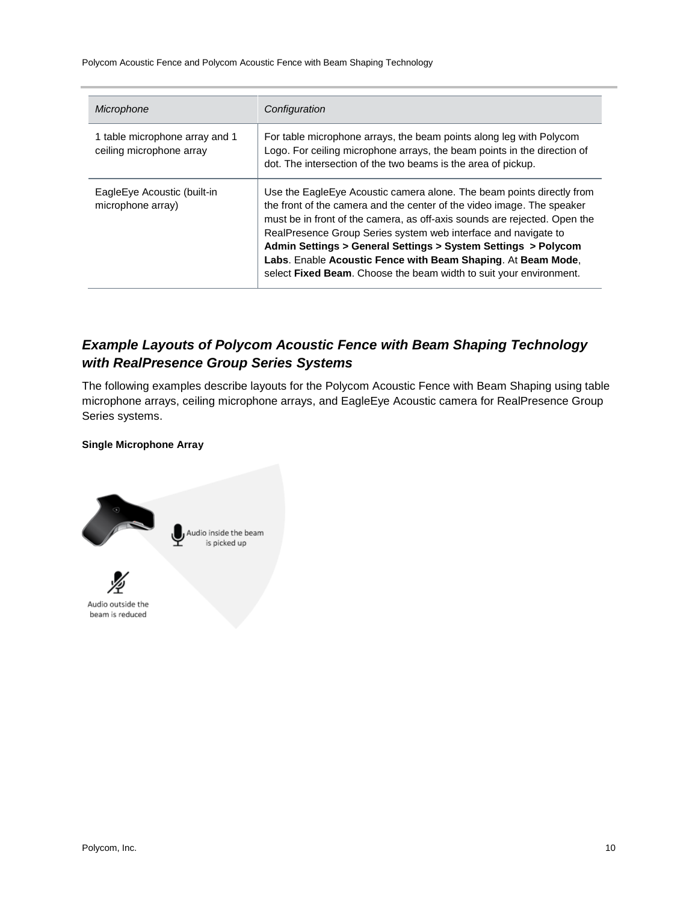| *Microphone* | *Configuration* |
| --- | --- |
| 1 table microphone array and 1 ceiling microphone array | For table microphone arrays, the beam points along leg with Polycom Logo. For ceiling microphone arrays, the beam points in the direction of dot. The intersection of the two beams is the area of pickup. |
| EagleEye Acoustic (built-in microphone array) | Use the EagleEye Acoustic camera alone. The beam points directly from the front of the camera and the center of the video image. The speaker must be in front of the camera, as off-axis sounds are rejected. Open the RealPresence Group Series system web interface and navigate to **Admin Settings > General Settings > System Settings > Polycom Labs**. Enable **Acoustic Fence with Beam Shaping**. At **Beam Mode**, select **Fixed Beam**. Choose the beam width to suit your environment. |

### *Example Layouts of Polycom Acoustic Fence with Beam Shaping Technology with RealPresence Group Series Systems*

The following examples describe layouts for the Polycom Acoustic Fence with Beam Shaping using table microphone arrays, ceiling microphone arrays, and EagleEye Acoustic camera for RealPresence Group Series systems.

**Single Microphone Array**

Audio inside the beam is picked up

Audio outside the beam is reduced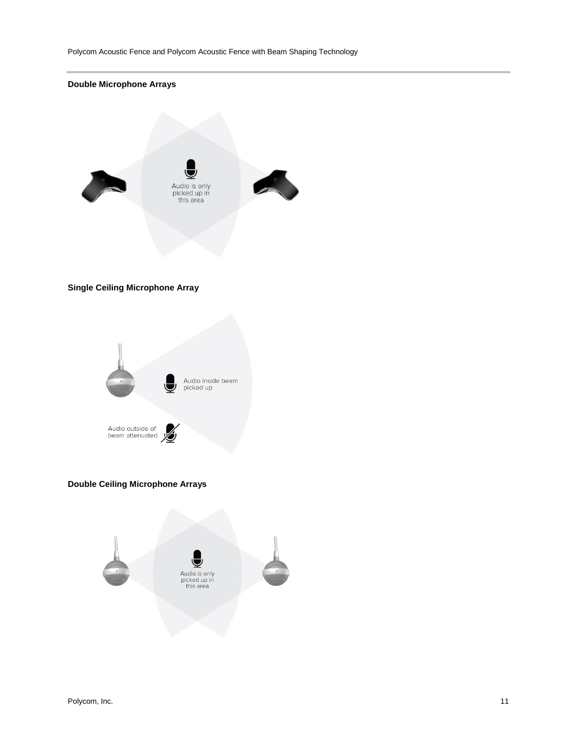### Double Microphone Arrays

Audio is only picked up in this area

### Single Ceiling Microphone Array

Audio inside beam picked up

Audio outside of beam attenuated

### Double Ceiling Microphone Arrays

Audio is only picked up in this area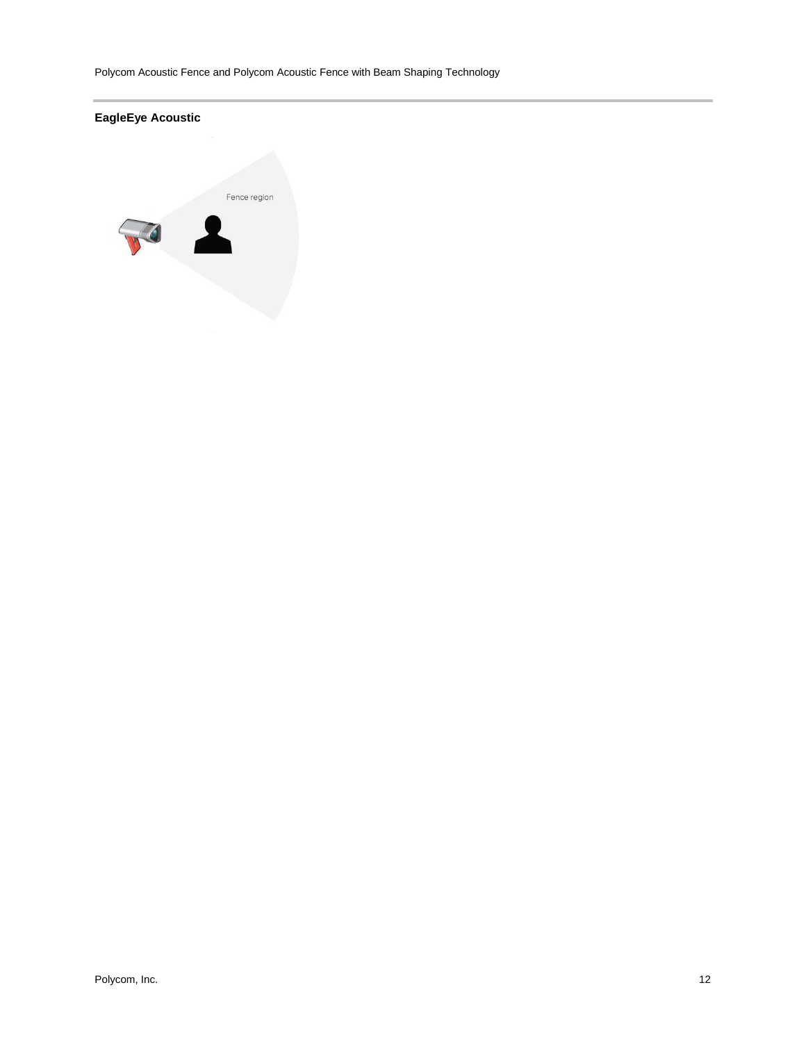**EagleEye Acoustic**

Fence region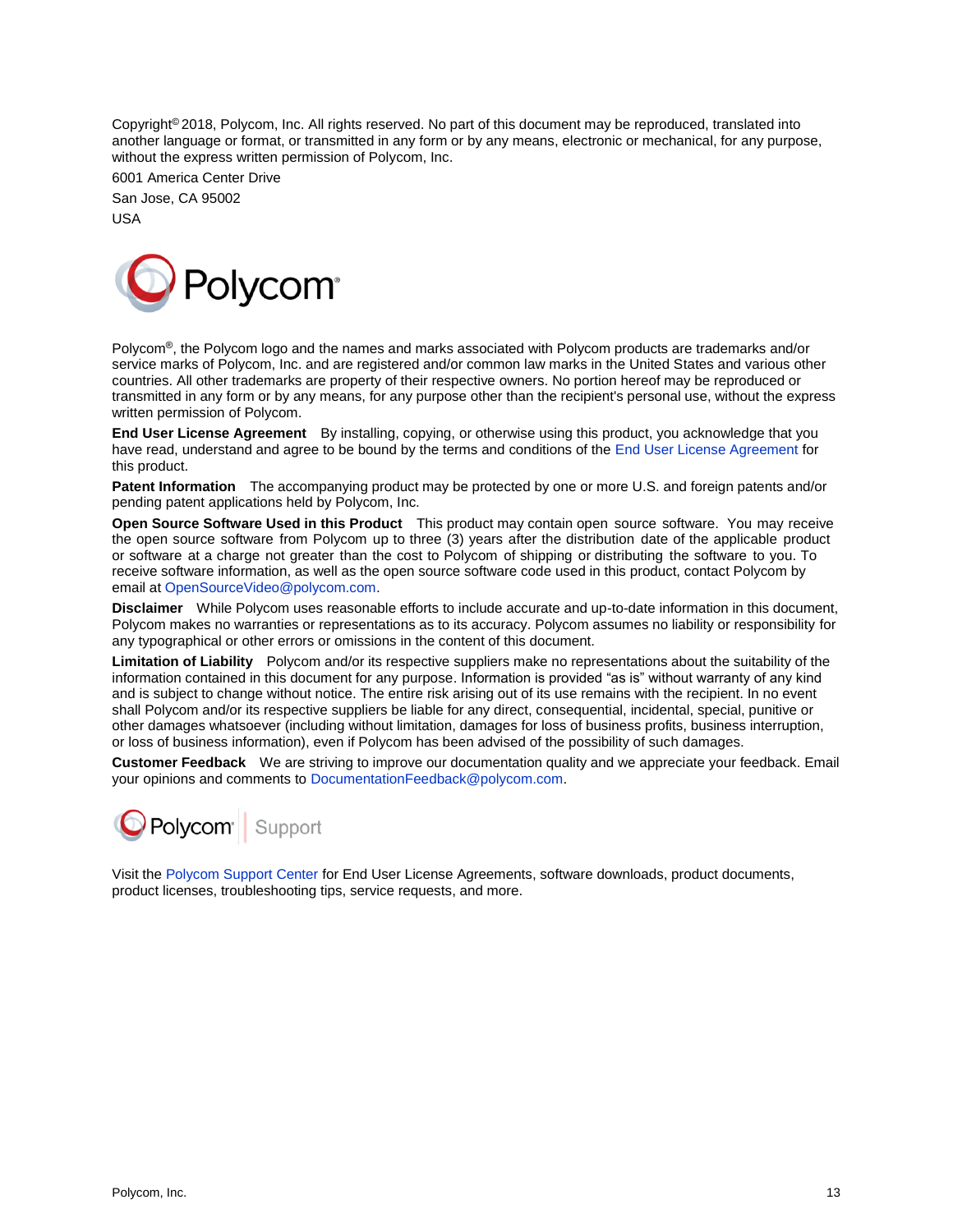Copyright© 2018, Polycom, Inc. All rights reserved. No part of this document may be reproduced, translated into another language or format, or transmitted in any form or by any means, electronic or mechanical, for any purpose, without the express written permission of Polycom, Inc.

6001 America Center Drive

San Jose, CA 95002

USA

Polycom®, the Polycom logo and the names and marks associated with Polycom products are trademarks and/or service marks of Polycom, Inc. and are registered and/or common law marks in the United States and various other countries. All other trademarks are property of their respective owners. No portion hereof may be reproduced or transmitted in any form or by any means, for any purpose other than the recipient's personal use, without the express written permission of Polycom.

**End User License Agreement** By installing, copying, or otherwise using this product, you acknowledge that you have read, understand and agree to be bound by the terms and conditions of the End User License Agreement for this product.

**Patent Information** The accompanying product may be protected by one or more U.S. and foreign patents and/or pending patent applications held by Polycom, Inc.

**Open Source Software Used in this Product** This product may contain open source software. You may receive the open source software from Polycom up to three (3) years after the distribution date of the applicable product or software at a charge not greater than the cost to Polycom of shipping or distributing the software to you. To receive software information, as well as the open source software code used in this product, contact Polycom by email at OpenSourceVideo@polycom.com.

**Disclaimer** While Polycom uses reasonable efforts to include accurate and up-to-date information in this document, Polycom makes no warranties or representations as to its accuracy. Polycom assumes no liability or responsibility for any typographical or other errors or omissions in the content of this document.

**Limitation of Liability** Polycom and/or its respective suppliers make no representations about the suitability of the information contained in this document for any purpose. Information is provided "as is" without warranty of any kind and is subject to change without notice. The entire risk arising out of its use remains with the recipient. In no event shall Polycom and/or its respective suppliers be liable for any direct, consequential, incidental, special, punitive or other damages whatsoever (including without limitation, damages for loss of business profits, business interruption, or loss of business information), even if Polycom has been advised of the possibility of such damages.

**Customer Feedback** We are striving to improve our documentation quality and we appreciate your feedback. Email your opinions and comments to DocumentationFeedback@polycom.com.

Visit the Polycom Support Center for End User License Agreements, software downloads, product documents, product licenses, troubleshooting tips, service requests, and more.